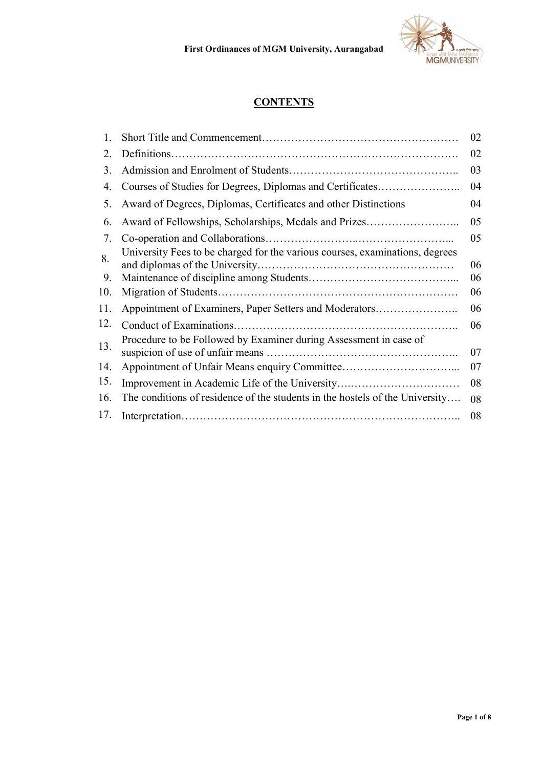## CONTENTS

| | | |
|---|---|---|
| 1. | Short Title and Commencement……………………………………………… | 02 |
| 2. | Definitions……………………………………………………………………. | 02 |
| 3. | Admission and Enrolment of Students……………………………………….. | 03 |
| 4. | Courses of Studies for Degrees, Diplomas and Certificates………………….. | 04 |
| 5. | Award of Degrees, Diplomas, Certificates and other Distinctions | 04 |
| 6. | Award of Fellowships, Scholarships, Medals and Prizes…………………….. | 05 |
| 7. | Co-operation and Collaborations……………………..……………………... | 05 |
| 8. | University Fees to be charged for the various courses, examinations, degrees and diplomas of the University……………………………………………… | 06 |
| 9. | Maintenance of discipline among Students…………………………………... | 06 |
| 10. | Migration of Students………………………………………………………… | 06 |
| 11. | Appointment of Examiners, Paper Setters and Moderators………………….. | 06 |
| 12. | Conduct of Examinations…………………………………………………….. | 06 |
| 13. | Procedure to be Followed by Examiner during Assessment in case of suspicion of use of unfair means …………………………………………….. | 07 |
| 14. | Appointment of Unfair Means enquiry Committee…………………………... | 07 |
| 15. | Improvement in Academic Life of the University….………………………… | 08 |
| 16. | The conditions of residence of the students in the hostels of the University…. | 08 |
| 17. | Interpretation………………………………………………………………….. | 08 |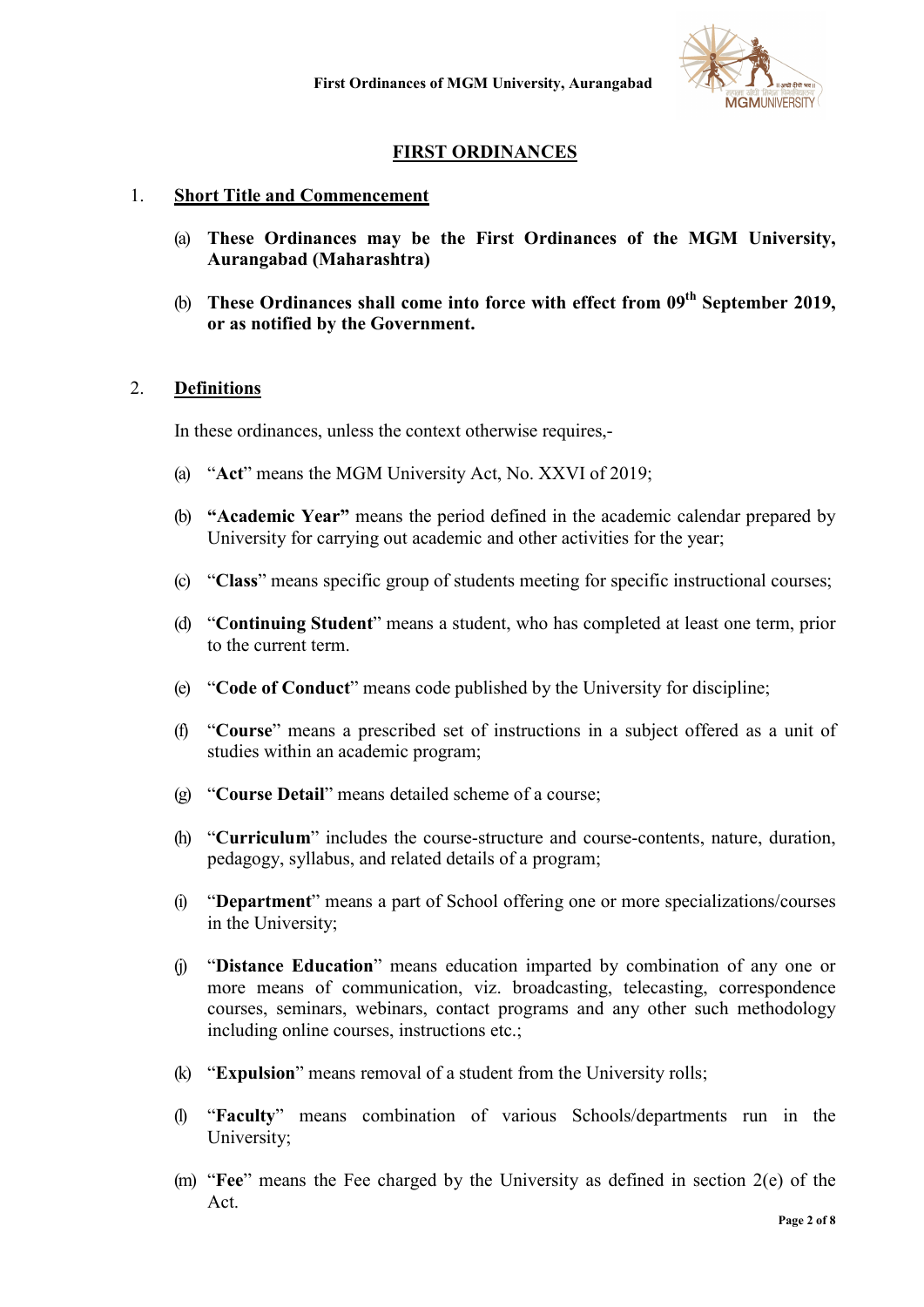# FIRST ORDINANCES

## 1. Short Title and Commencement

(a) **These Ordinances may be the First Ordinances of the MGM University, Aurangabad (Maharashtra)**

(b) **These Ordinances shall come into force with effect from 09th September 2019, or as notified by the Government.**

## 2. Definitions

In these ordinances, unless the context otherwise requires,-

(a) "**Act**" means the MGM University Act, No. XXVI of 2019;

(b) **"Academic Year"** means the period defined in the academic calendar prepared by University for carrying out academic and other activities for the year;

(c) "**Class**" means specific group of students meeting for specific instructional courses;

(d) "**Continuing Student**" means a student, who has completed at least one term, prior to the current term.

(e) "**Code of Conduct**" means code published by the University for discipline;

(f) "**Course**" means a prescribed set of instructions in a subject offered as a unit of studies within an academic program;

(g) "**Course Detail**" means detailed scheme of a course;

(h) "**Curriculum**" includes the course-structure and course-contents, nature, duration, pedagogy, syllabus, and related details of a program;

(i) "**Department**" means a part of School offering one or more specializations/courses in the University;

(j) "**Distance Education**" means education imparted by combination of any one or more means of communication, viz. broadcasting, telecasting, correspondence courses, seminars, webinars, contact programs and any other such methodology including online courses, instructions etc.;

(k) "**Expulsion**" means removal of a student from the University rolls;

(l) "**Faculty**" means combination of various Schools/departments run in the University;

(m) "**Fee**" means the Fee charged by the University as defined in section 2(e) of the Act.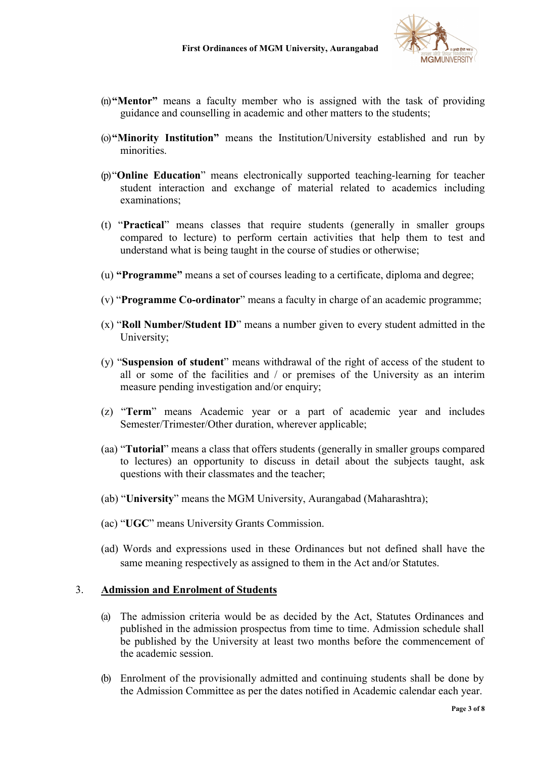(n) **"Mentor"** means a faculty member who is assigned with the task of providing guidance and counselling in academic and other matters to the students;

(o) **"Minority Institution"** means the Institution/University established and run by minorities.

(p) "**Online Education**" means electronically supported teaching-learning for teacher student interaction and exchange of material related to academics including examinations;

(t) "**Practical**" means classes that require students (generally in smaller groups compared to lecture) to perform certain activities that help them to test and understand what is being taught in the course of studies or otherwise;

(u) **"Programme"** means a set of courses leading to a certificate, diploma and degree;

(v) "**Programme Co-ordinator**" means a faculty in charge of an academic programme;

(x) "**Roll Number/Student ID**" means a number given to every student admitted in the University;

(y) "**Suspension of student**" means withdrawal of the right of access of the student to all or some of the facilities and / or premises of the University as an interim measure pending investigation and/or enquiry;

(z) "**Term**" means Academic year or a part of academic year and includes Semester/Trimester/Other duration, wherever applicable;

(aa) "**Tutorial**" means a class that offers students (generally in smaller groups compared to lectures) an opportunity to discuss in detail about the subjects taught, ask questions with their classmates and the teacher;

(ab) "**University**" means the MGM University, Aurangabad (Maharashtra);

(ac) "**UGC**" means University Grants Commission.

(ad) Words and expressions used in these Ordinances but not defined shall have the same meaning respectively as assigned to them in the Act and/or Statutes.

## 3. Admission and Enrolment of Students

(a) The admission criteria would be as decided by the Act, Statutes Ordinances and published in the admission prospectus from time to time. Admission schedule shall be published by the University at least two months before the commencement of the academic session.

(b) Enrolment of the provisionally admitted and continuing students shall be done by the Admission Committee as per the dates notified in Academic calendar each year.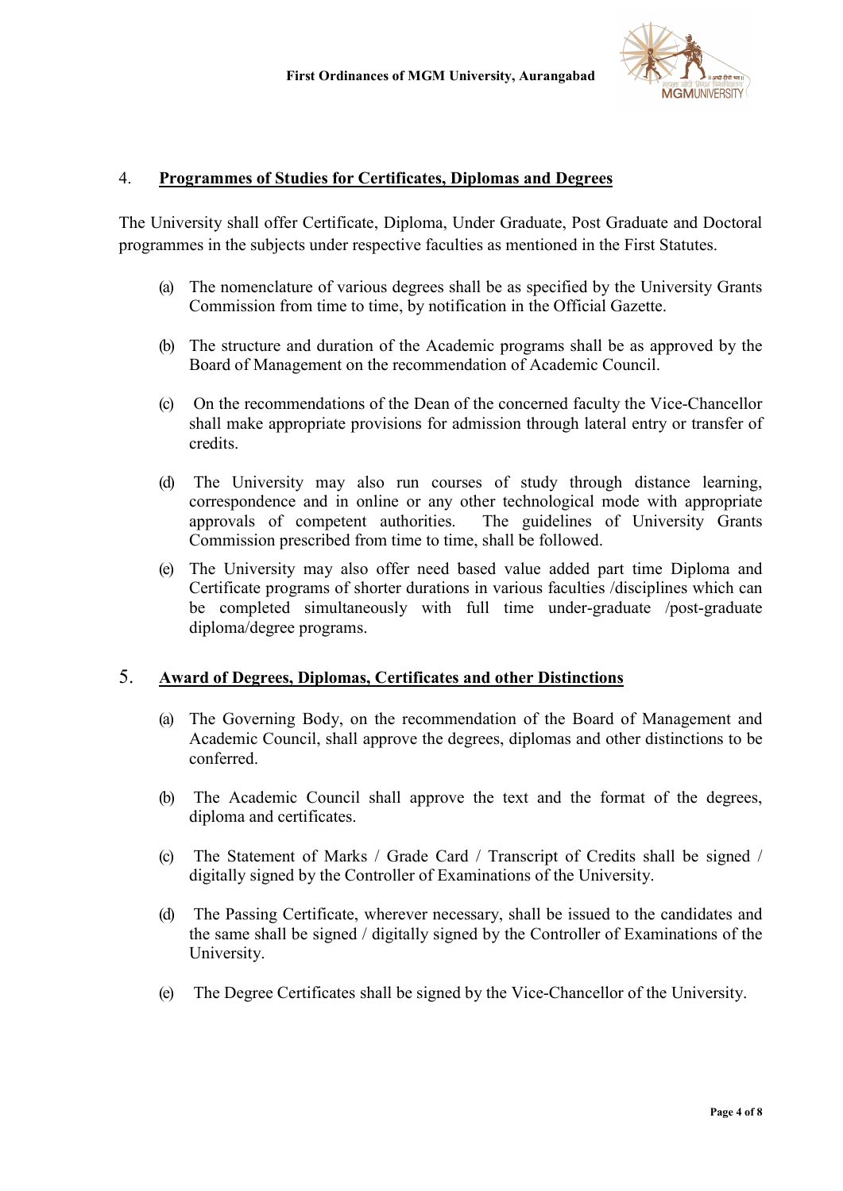## 4. Programmes of Studies for Certificates, Diplomas and Degrees

The University shall offer Certificate, Diploma, Under Graduate, Post Graduate and Doctoral programmes in the subjects under respective faculties as mentioned in the First Statutes.

(a) The nomenclature of various degrees shall be as specified by the University Grants Commission from time to time, by notification in the Official Gazette.

(b) The structure and duration of the Academic programs shall be as approved by the Board of Management on the recommendation of Academic Council.

(c) On the recommendations of the Dean of the concerned faculty the Vice-Chancellor shall make appropriate provisions for admission through lateral entry or transfer of credits.

(d) The University may also run courses of study through distance learning, correspondence and in online or any other technological mode with appropriate approvals of competent authorities. The guidelines of University Grants Commission prescribed from time to time, shall be followed.

(e) The University may also offer need based value added part time Diploma and Certificate programs of shorter durations in various faculties /disciplines which can be completed simultaneously with full time under-graduate /post-graduate diploma/degree programs.

## 5. Award of Degrees, Diplomas, Certificates and other Distinctions

(a) The Governing Body, on the recommendation of the Board of Management and Academic Council, shall approve the degrees, diplomas and other distinctions to be conferred.

(b) The Academic Council shall approve the text and the format of the degrees, diploma and certificates.

(c) The Statement of Marks / Grade Card / Transcript of Credits shall be signed / digitally signed by the Controller of Examinations of the University.

(d) The Passing Certificate, wherever necessary, shall be issued to the candidates and the same shall be signed / digitally signed by the Controller of Examinations of the University.

(e) The Degree Certificates shall be signed by the Vice-Chancellor of the University.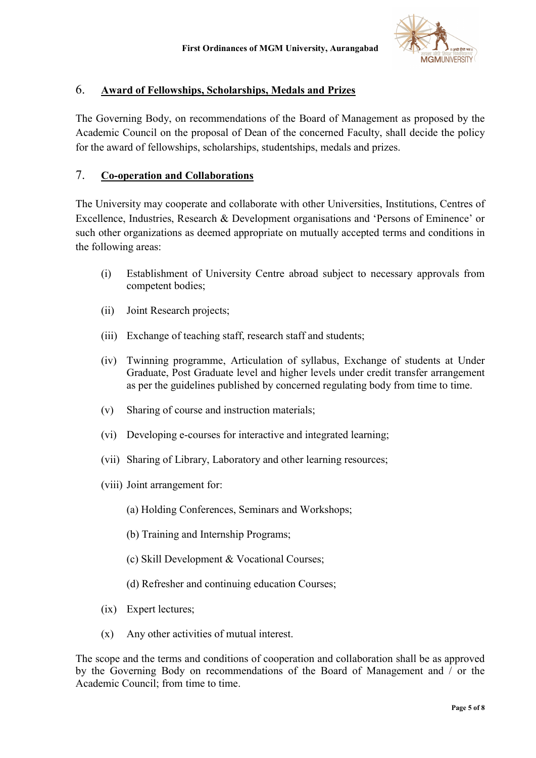## 6. Award of Fellowships, Scholarships, Medals and Prizes

The Governing Body, on recommendations of the Board of Management as proposed by the Academic Council on the proposal of Dean of the concerned Faculty, shall decide the policy for the award of fellowships, scholarships, studentships, medals and prizes.

## 7. Co-operation and Collaborations

The University may cooperate and collaborate with other Universities, Institutions, Centres of Excellence, Industries, Research & Development organisations and 'Persons of Eminence' or such other organizations as deemed appropriate on mutually accepted terms and conditions in the following areas:

(i) Establishment of University Centre abroad subject to necessary approvals from competent bodies;

(ii) Joint Research projects;

(iii) Exchange of teaching staff, research staff and students;

(iv) Twinning programme, Articulation of syllabus, Exchange of students at Under Graduate, Post Graduate level and higher levels under credit transfer arrangement as per the guidelines published by concerned regulating body from time to time.

(v) Sharing of course and instruction materials;

(vi) Developing e-courses for interactive and integrated learning;

(vii) Sharing of Library, Laboratory and other learning resources;

(viii) Joint arrangement for:

- (a) Holding Conferences, Seminars and Workshops;
- (b) Training and Internship Programs;
- (c) Skill Development & Vocational Courses;
- (d) Refresher and continuing education Courses;

(ix) Expert lectures;

(x) Any other activities of mutual interest.

The scope and the terms and conditions of cooperation and collaboration shall be as approved by the Governing Body on recommendations of the Board of Management and / or the Academic Council; from time to time.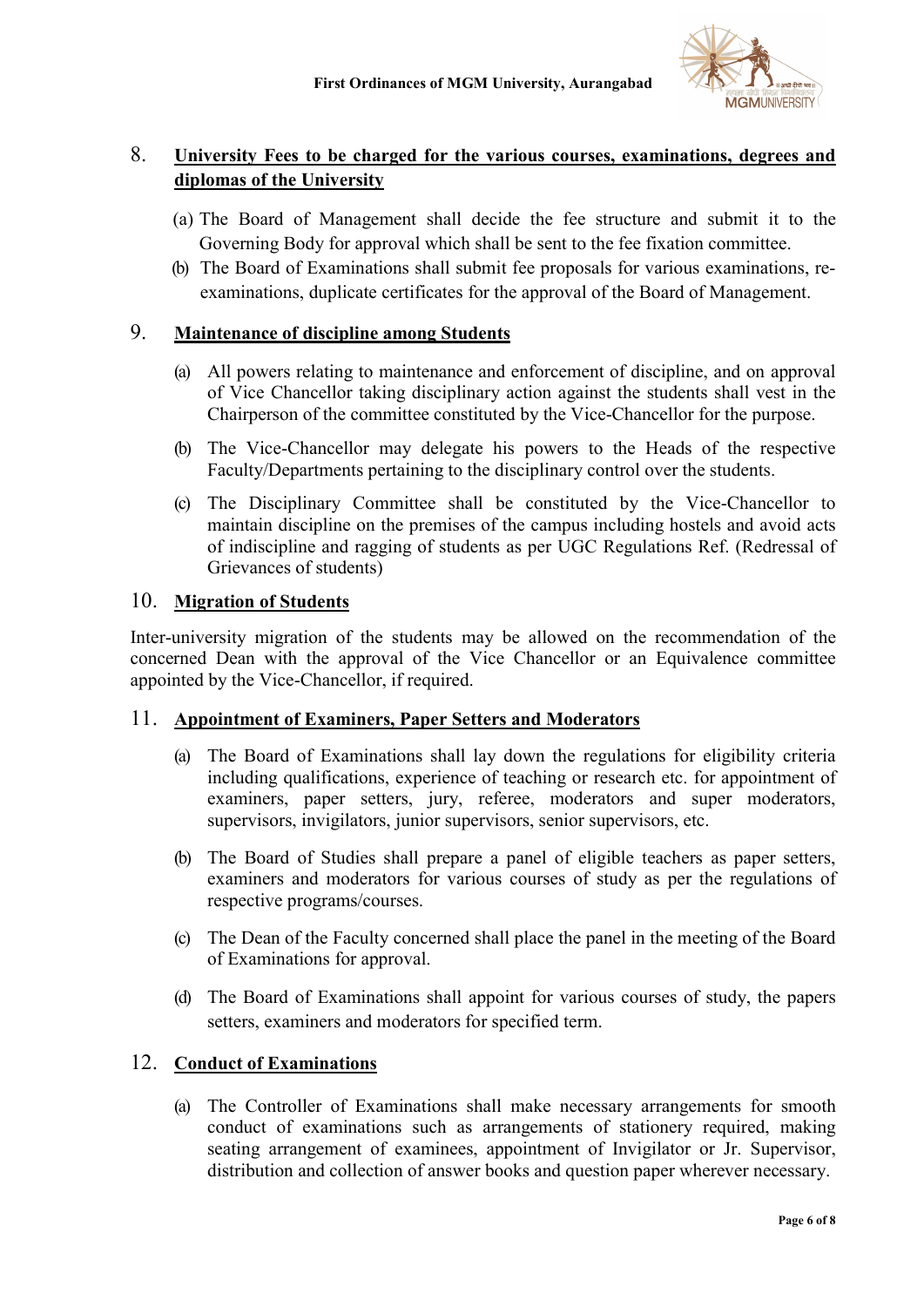## 8. University Fees to be charged for the various courses, examinations, degrees and diplomas of the University

(a) The Board of Management shall decide the fee structure and submit it to the Governing Body for approval which shall be sent to the fee fixation committee.

(b) The Board of Examinations shall submit fee proposals for various examinations, re-examinations, duplicate certificates for the approval of the Board of Management.

## 9. Maintenance of discipline among Students

(a) All powers relating to maintenance and enforcement of discipline, and on approval of Vice Chancellor taking disciplinary action against the students shall vest in the Chairperson of the committee constituted by the Vice-Chancellor for the purpose.

(b) The Vice-Chancellor may delegate his powers to the Heads of the respective Faculty/Departments pertaining to the disciplinary control over the students.

(c) The Disciplinary Committee shall be constituted by the Vice-Chancellor to maintain discipline on the premises of the campus including hostels and avoid acts of indiscipline and ragging of students as per UGC Regulations Ref. (Redressal of Grievances of students)

## 10. Migration of Students

Inter-university migration of the students may be allowed on the recommendation of the concerned Dean with the approval of the Vice Chancellor or an Equivalence committee appointed by the Vice-Chancellor, if required.

## 11. Appointment of Examiners, Paper Setters and Moderators

(a) The Board of Examinations shall lay down the regulations for eligibility criteria including qualifications, experience of teaching or research etc. for appointment of examiners, paper setters, jury, referee, moderators and super moderators, supervisors, invigilators, junior supervisors, senior supervisors, etc.

(b) The Board of Studies shall prepare a panel of eligible teachers as paper setters, examiners and moderators for various courses of study as per the regulations of respective programs/courses.

(c) The Dean of the Faculty concerned shall place the panel in the meeting of the Board of Examinations for approval.

(d) The Board of Examinations shall appoint for various courses of study, the papers setters, examiners and moderators for specified term.

## 12. Conduct of Examinations

(a) The Controller of Examinations shall make necessary arrangements for smooth conduct of examinations such as arrangements of stationery required, making seating arrangement of examinees, appointment of Invigilator or Jr. Supervisor, distribution and collection of answer books and question paper wherever necessary.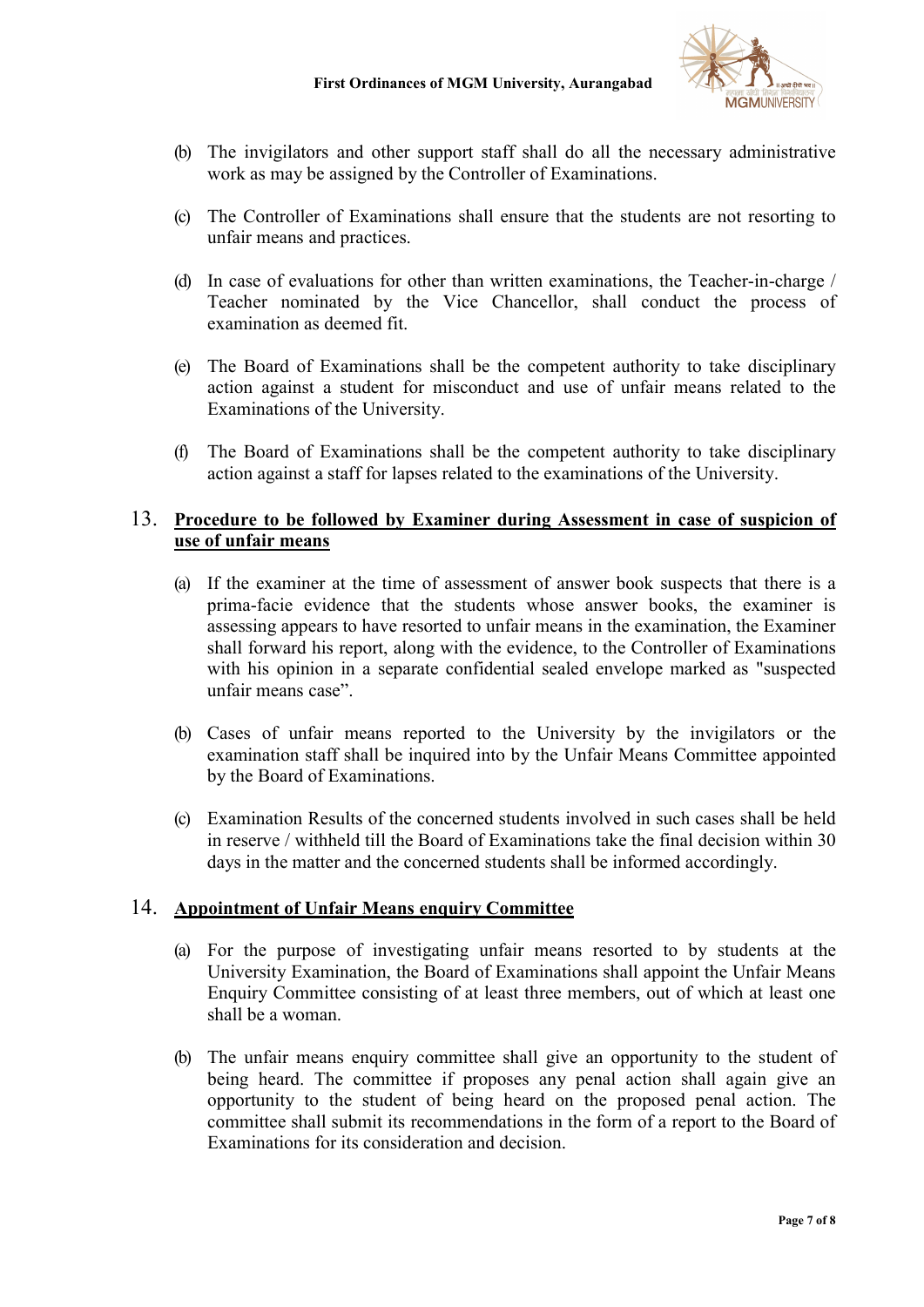(b) The invigilators and other support staff shall do all the necessary administrative work as may be assigned by the Controller of Examinations.

(c) The Controller of Examinations shall ensure that the students are not resorting to unfair means and practices.

(d) In case of evaluations for other than written examinations, the Teacher-in-charge / Teacher nominated by the Vice Chancellor, shall conduct the process of examination as deemed fit.

(e) The Board of Examinations shall be the competent authority to take disciplinary action against a student for misconduct and use of unfair means related to the Examinations of the University.

(f) The Board of Examinations shall be the competent authority to take disciplinary action against a staff for lapses related to the examinations of the University.

## 13. <u>**Procedure to be followed by Examiner during Assessment in case of suspicion of use of unfair means**</u>

(a) If the examiner at the time of assessment of answer book suspects that there is a prima-facie evidence that the students whose answer books, the examiner is assessing appears to have resorted to unfair means in the examination, the Examiner shall forward his report, along with the evidence, to the Controller of Examinations with his opinion in a separate confidential sealed envelope marked as "suspected unfair means case".

(b) Cases of unfair means reported to the University by the invigilators or the examination staff shall be inquired into by the Unfair Means Committee appointed by the Board of Examinations.

(c) Examination Results of the concerned students involved in such cases shall be held in reserve / withheld till the Board of Examinations take the final decision within 30 days in the matter and the concerned students shall be informed accordingly.

## 14. <u>**Appointment of Unfair Means enquiry Committee**</u>

(a) For the purpose of investigating unfair means resorted to by students at the University Examination, the Board of Examinations shall appoint the Unfair Means Enquiry Committee consisting of at least three members, out of which at least one shall be a woman.

(b) The unfair means enquiry committee shall give an opportunity to the student of being heard. The committee if proposes any penal action shall again give an opportunity to the student of being heard on the proposed penal action. The committee shall submit its recommendations in the form of a report to the Board of Examinations for its consideration and decision.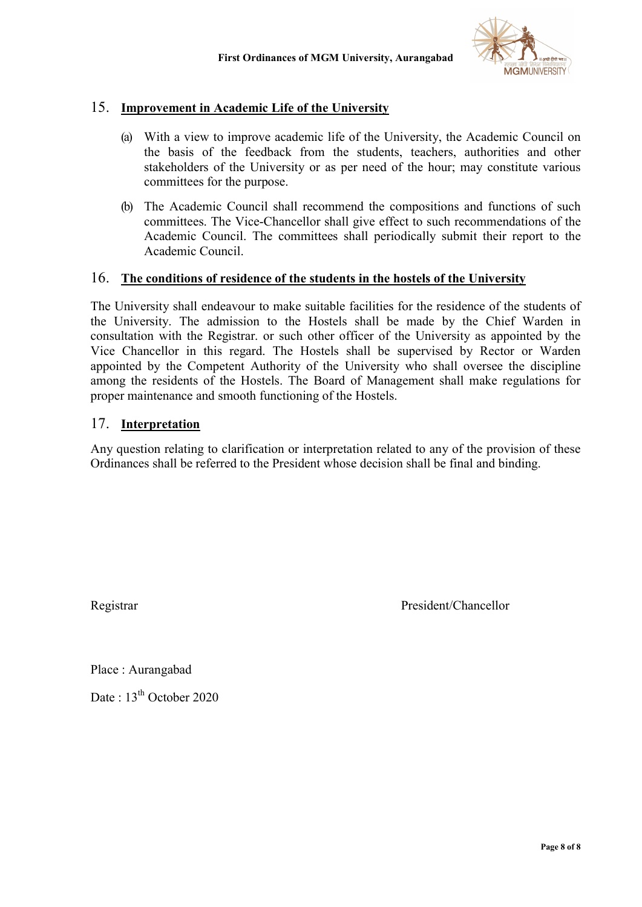## 15. Improvement in Academic Life of the University

(a) With a view to improve academic life of the University, the Academic Council on the basis of the feedback from the students, teachers, authorities and other stakeholders of the University or as per need of the hour; may constitute various committees for the purpose.

(b) The Academic Council shall recommend the compositions and functions of such committees. The Vice-Chancellor shall give effect to such recommendations of the Academic Council. The committees shall periodically submit their report to the Academic Council.

## 16. The conditions of residence of the students in the hostels of the University

The University shall endeavour to make suitable facilities for the residence of the students of the University. The admission to the Hostels shall be made by the Chief Warden in consultation with the Registrar. or such other officer of the University as appointed by the Vice Chancellor in this regard. The Hostels shall be supervised by Rector or Warden appointed by the Competent Authority of the University who shall oversee the discipline among the residents of the Hostels. The Board of Management shall make regulations for proper maintenance and smooth functioning of the Hostels.

## 17. Interpretation

Any question relating to clarification or interpretation related to any of the provision of these Ordinances shall be referred to the President whose decision shall be final and binding.

Registrar

President/Chancellor

Place : Aurangabad

Date : 13th October 2020